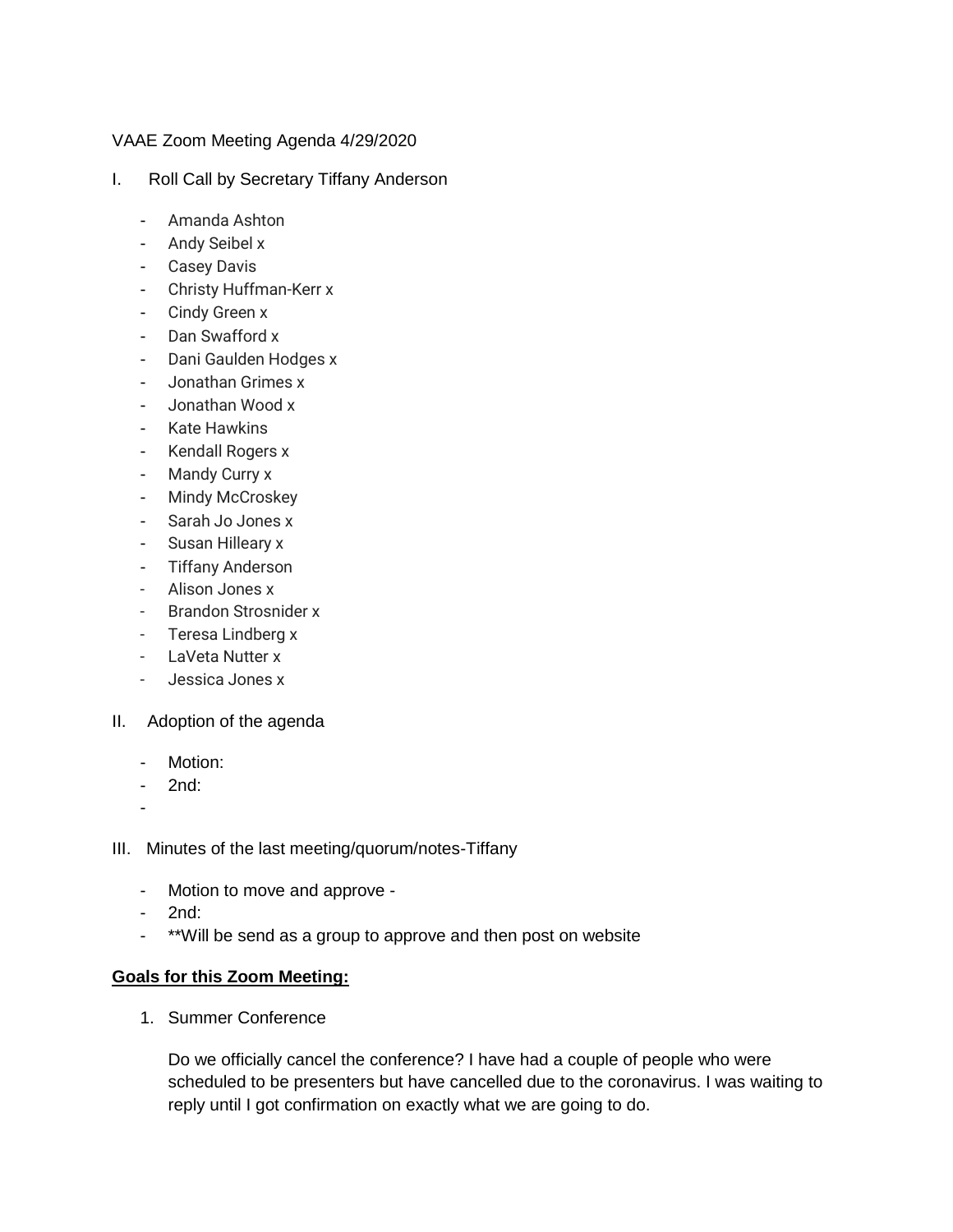VAAE Zoom Meeting Agenda 4/29/2020

I. Roll Call by Secretary Tiffany Anderson

- Amanda Ashton
- Andy Seibel x
- Casey Davis
- Christy Huffman-Kerr x
- Cindy Green x
- Dan Swafford x
- Dani Gaulden Hodges x
- Jonathan Grimes x
- Jonathan Wood x
- Kate Hawkins
- Kendall Rogers x
- Mandy Curry x
- Mindy McCroskey
- Sarah Jo Jones x
- Susan Hilleary x
- Tiffany Anderson
- Alison Jones x
- Brandon Strosnider x
- Teresa Lindberg x
- LaVeta Nutter x
- Jessica Jones x

II. Adoption of the agenda

- Motion:
- 2nd:
-

III. Minutes of the last meeting/quorum/notes-Tiffany

- Motion to move and approve -
- 2nd:
- **Will be send as a group to approve and then post on website

**Goals for this Zoom Meeting:**

1. Summer Conference

   Do we officially cancel the conference? I have had a couple of people who were scheduled to be presenters but have cancelled due to the coronavirus. I was waiting to reply until I got confirmation on exactly what we are going to do.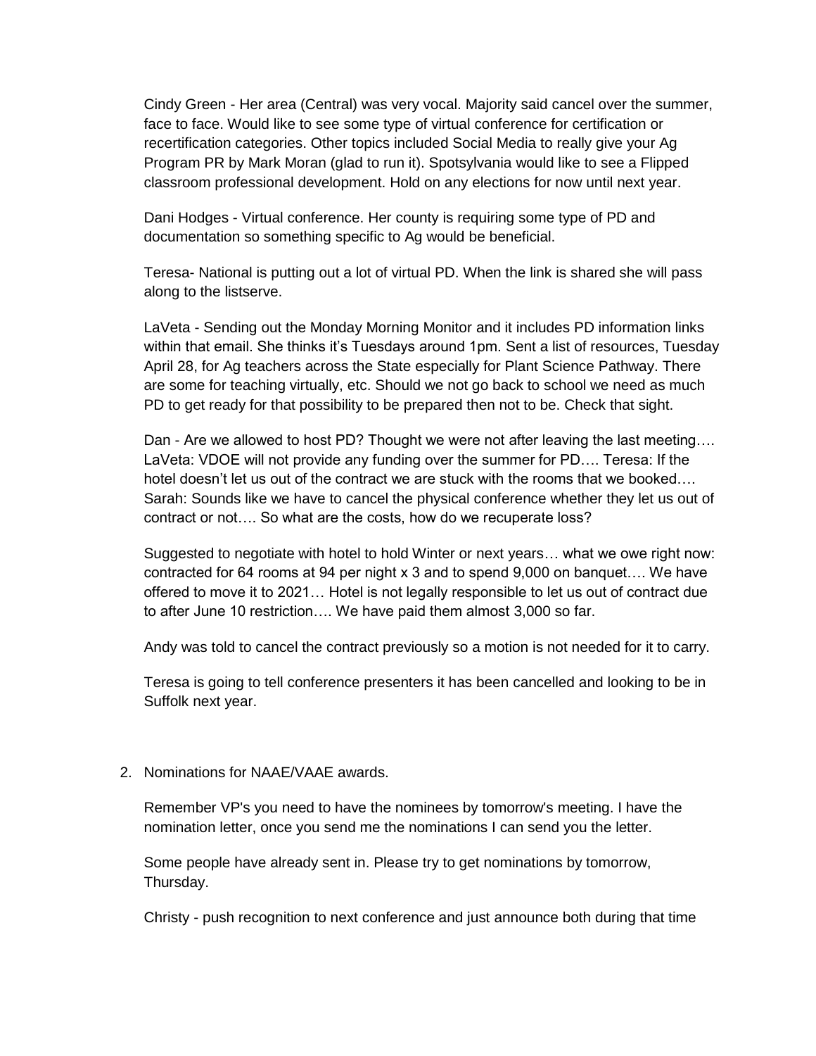Cindy Green - Her area (Central) was very vocal. Majority said cancel over the summer, face to face. Would like to see some type of virtual conference for certification or recertification categories. Other topics included Social Media to really give your Ag Program PR by Mark Moran (glad to run it). Spotsylvania would like to see a Flipped classroom professional development. Hold on any elections for now until next year.

Dani Hodges - Virtual conference. Her county is requiring some type of PD and documentation so something specific to Ag would be beneficial.

Teresa- National is putting out a lot of virtual PD. When the link is shared she will pass along to the listserve.

LaVeta - Sending out the Monday Morning Monitor and it includes PD information links within that email. She thinks it's Tuesdays around 1pm. Sent a list of resources, Tuesday April 28, for Ag teachers across the State especially for Plant Science Pathway. There are some for teaching virtually, etc. Should we not go back to school we need as much PD to get ready for that possibility to be prepared then not to be. Check that sight.

Dan - Are we allowed to host PD? Thought we were not after leaving the last meeting…. LaVeta: VDOE will not provide any funding over the summer for PD…. Teresa: If the hotel doesn't let us out of the contract we are stuck with the rooms that we booked…. Sarah: Sounds like we have to cancel the physical conference whether they let us out of contract or not…. So what are the costs, how do we recuperate loss?

Suggested to negotiate with hotel to hold Winter or next years… what we owe right now: contracted for 64 rooms at 94 per night x 3 and to spend 9,000 on banquet…. We have offered to move it to 2021… Hotel is not legally responsible to let us out of contract due to after June 10 restriction…. We have paid them almost 3,000 so far.

Andy was told to cancel the contract previously so a motion is not needed for it to carry.

Teresa is going to tell conference presenters it has been cancelled and looking to be in Suffolk next year.

2. Nominations for NAAE/VAAE awards.

   Remember VP's you need to have the nominees by tomorrow's meeting. I have the nomination letter, once you send me the nominations I can send you the letter.

   Some people have already sent in. Please try to get nominations by tomorrow, Thursday.

   Christy - push recognition to next conference and just announce both during that time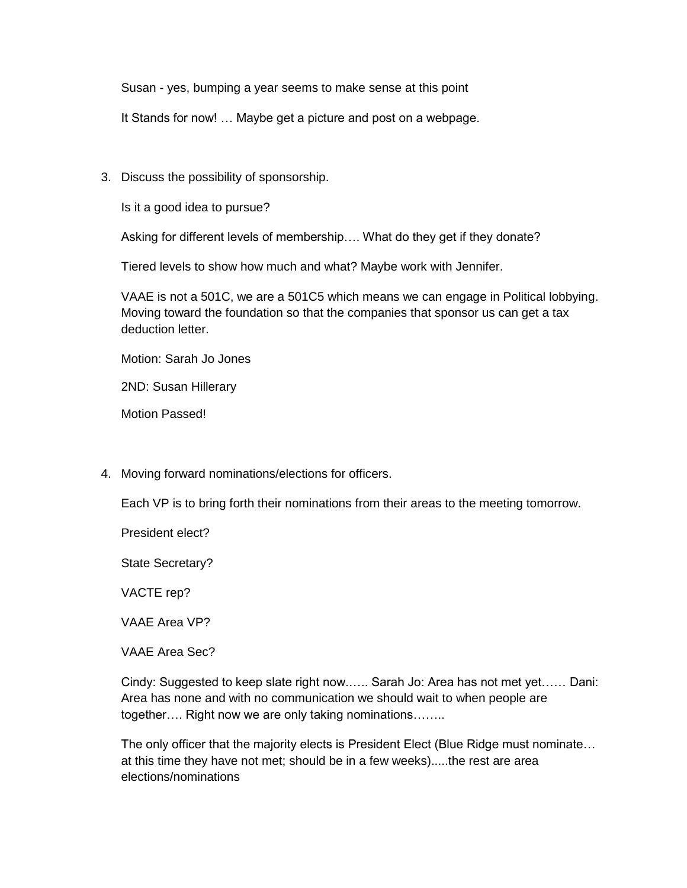Susan - yes, bumping a year seems to make sense at this point

It Stands for now! … Maybe get a picture and post on a webpage.

3. Discuss the possibility of sponsorship.

   Is it a good idea to pursue?

   Asking for different levels of membership…. What do they get if they donate?

   Tiered levels to show how much and what? Maybe work with Jennifer.

   VAAE is not a 501C, we are a 501C5 which means we can engage in Political lobbying. Moving toward the foundation so that the companies that sponsor us can get a tax deduction letter.

   Motion: Sarah Jo Jones

   2ND: Susan Hillerary

   Motion Passed!

4. Moving forward nominations/elections for officers.

   Each VP is to bring forth their nominations from their areas to the meeting tomorrow.

   President elect?

   State Secretary?

   VACTE rep?

   VAAE Area VP?

   VAAE Area Sec?

   Cindy: Suggested to keep slate right now.….. Sarah Jo: Area has not met yet…… Dani: Area has none and with no communication we should wait to when people are together…. Right now we are only taking nominations……..

   The only officer that the majority elects is President Elect (Blue Ridge must nominate… at this time they have not met; should be in a few weeks).....the rest are area elections/nominations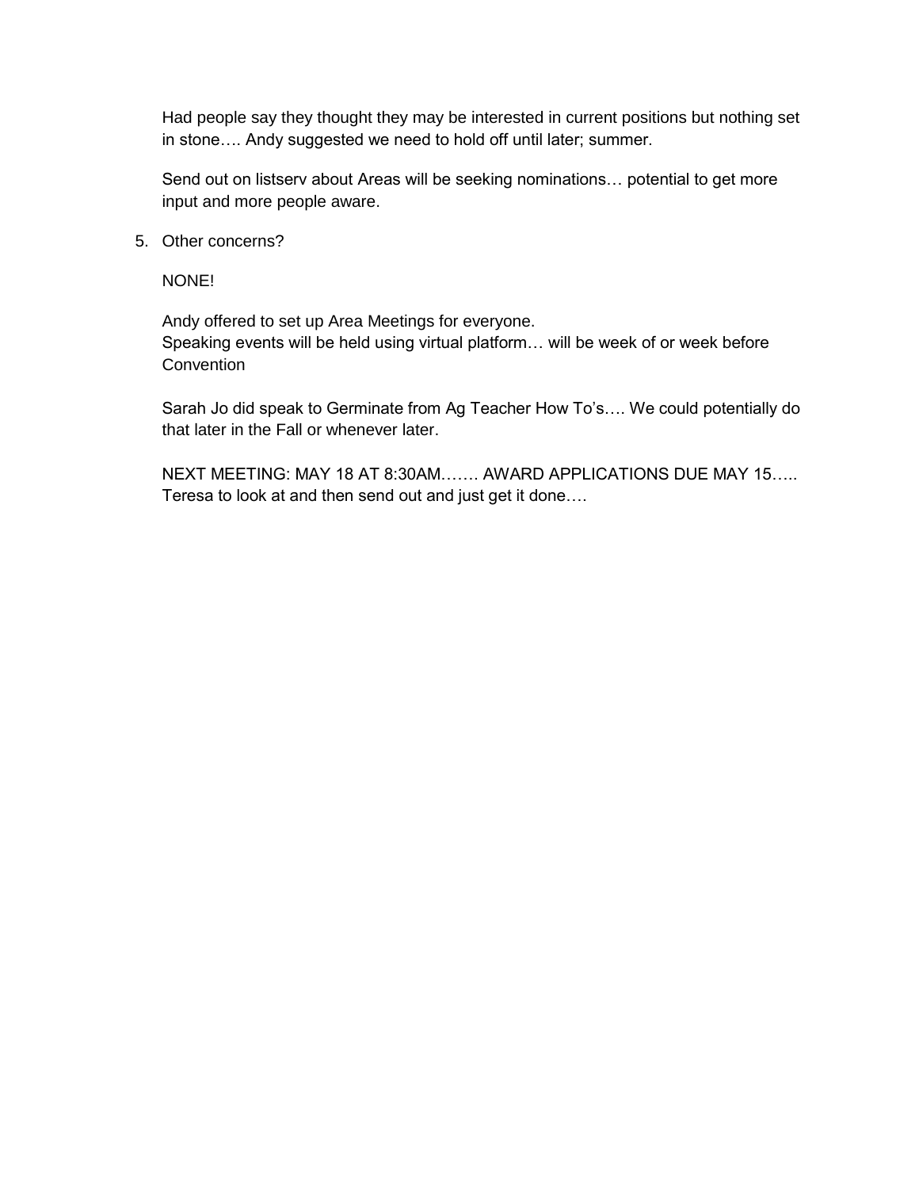Had people say they thought they may be interested in current positions but nothing set in stone…. Andy suggested we need to hold off until later; summer.

Send out on listserv about Areas will be seeking nominations… potential to get more input and more people aware.

5. Other concerns?

   NONE!

   Andy offered to set up Area Meetings for everyone.
   Speaking events will be held using virtual platform… will be week of or week before Convention

   Sarah Jo did speak to Germinate from Ag Teacher How To's…. We could potentially do that later in the Fall or whenever later.

   NEXT MEETING: MAY 18 AT 8:30AM……. AWARD APPLICATIONS DUE MAY 15….. Teresa to look at and then send out and just get it done….